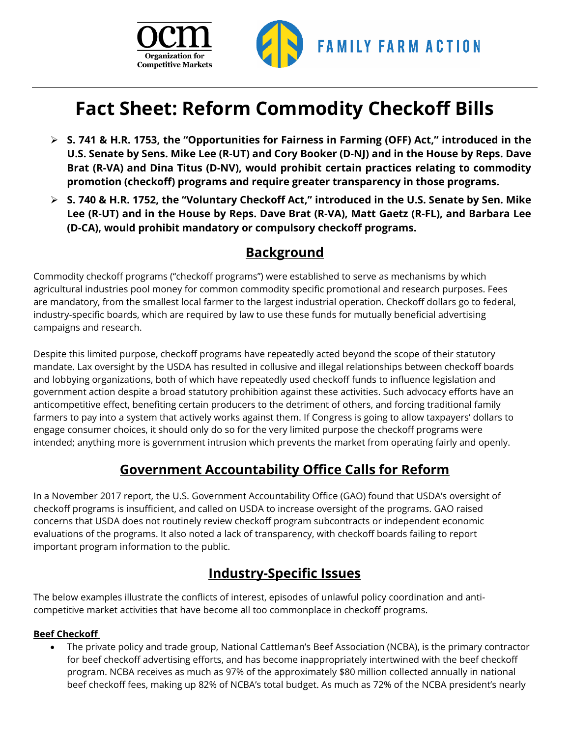# Fact Sheet: Reform Commodity Checkoff Bills

- **S. 741 & H.R. 1753, the "Opportunities for Fairness in Farming (OFF) Act," introduced in the U.S. Senate by Sens. Mike Lee (R-UT) and Cory Booker (D-NJ) and in the House by Reps. Dave Brat (R-VA) and Dina Titus (D-NV), would prohibit certain practices relating to commodity promotion (checkoff) programs and require greater transparency in those programs.**
- **S. 740 & H.R. 1752, the "Voluntary Checkoff Act," introduced in the U.S. Senate by Sen. Mike Lee (R-UT) and in the House by Reps. Dave Brat (R-VA), Matt Gaetz (R-FL), and Barbara Lee (D-CA), would prohibit mandatory or compulsory checkoff programs.**

## Background

Commodity checkoff programs ("checkoff programs") were established to serve as mechanisms by which agricultural industries pool money for common commodity specific promotional and research purposes. Fees are mandatory, from the smallest local farmer to the largest industrial operation. Checkoff dollars go to federal, industry-specific boards, which are required by law to use these funds for mutually beneficial advertising campaigns and research.

Despite this limited purpose, checkoff programs have repeatedly acted beyond the scope of their statutory mandate. Lax oversight by the USDA has resulted in collusive and illegal relationships between checkoff boards and lobbying organizations, both of which have repeatedly used checkoff funds to influence legislation and government action despite a broad statutory prohibition against these activities. Such advocacy efforts have an anticompetitive effect, benefiting certain producers to the detriment of others, and forcing traditional family farmers to pay into a system that actively works against them. If Congress is going to allow taxpayers' dollars to engage consumer choices, it should only do so for the very limited purpose the checkoff programs were intended; anything more is government intrusion which prevents the market from operating fairly and openly.

## Government Accountability Office Calls for Reform

In a November 2017 report, the U.S. Government Accountability Office (GAO) found that USDA's oversight of checkoff programs is insufficient, and called on USDA to increase oversight of the programs. GAO raised concerns that USDA does not routinely review checkoff program subcontracts or independent economic evaluations of the programs. It also noted a lack of transparency, with checkoff boards failing to report important program information to the public.

## Industry-Specific Issues

The below examples illustrate the conflicts of interest, episodes of unlawful policy coordination and anti-competitive market activities that have become all too commonplace in checkoff programs.

### Beef Checkoff

- The private policy and trade group, National Cattleman's Beef Association (NCBA), is the primary contractor for beef checkoff advertising efforts, and has become inappropriately intertwined with the beef checkoff program. NCBA receives as much as 97% of the approximately $80 million collected annually in national beef checkoff fees, making up 82% of NCBA's total budget. As much as 72% of the NCBA president's nearly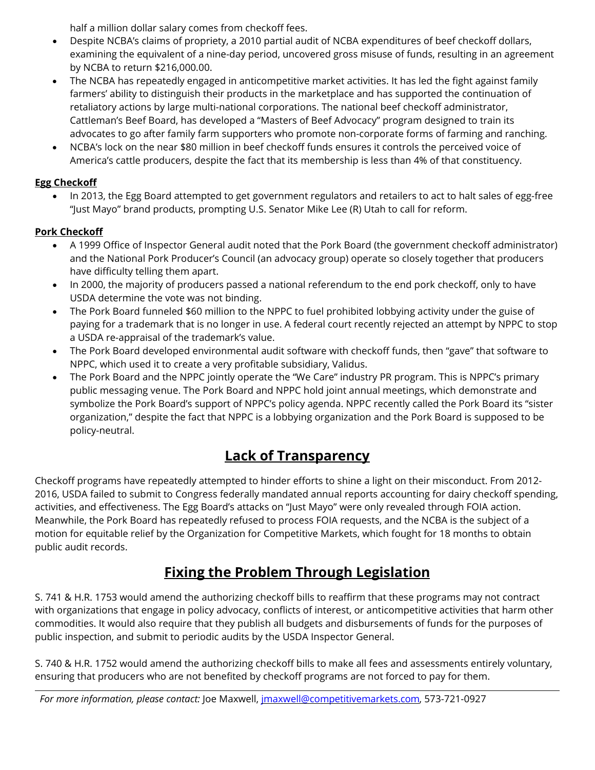half a million dollar salary comes from checkoff fees.

- Despite NCBA's claims of propriety, a 2010 partial audit of NCBA expenditures of beef checkoff dollars, examining the equivalent of a nine-day period, uncovered gross misuse of funds, resulting in an agreement by NCBA to return $216,000.00.
- The NCBA has repeatedly engaged in anticompetitive market activities. It has led the fight against family farmers' ability to distinguish their products in the marketplace and has supported the continuation of retaliatory actions by large multi-national corporations. The national beef checkoff administrator, Cattleman's Beef Board, has developed a "Masters of Beef Advocacy" program designed to train its advocates to go after family farm supporters who promote non-corporate forms of farming and ranching.
- NCBA's lock on the near $80 million in beef checkoff funds ensures it controls the perceived voice of America's cattle producers, despite the fact that its membership is less than 4% of that constituency.

**Egg Checkoff**

- In 2013, the Egg Board attempted to get government regulators and retailers to act to halt sales of egg-free "Just Mayo" brand products, prompting U.S. Senator Mike Lee (R) Utah to call for reform.

**Pork Checkoff**

- A 1999 Office of Inspector General audit noted that the Pork Board (the government checkoff administrator) and the National Pork Producer's Council (an advocacy group) operate so closely together that producers have difficulty telling them apart.
- In 2000, the majority of producers passed a national referendum to the end pork checkoff, only to have USDA determine the vote was not binding.
- The Pork Board funneled $60 million to the NPPC to fuel prohibited lobbying activity under the guise of paying for a trademark that is no longer in use. A federal court recently rejected an attempt by NPPC to stop a USDA re-appraisal of the trademark's value.
- The Pork Board developed environmental audit software with checkoff funds, then "gave" that software to NPPC, which used it to create a very profitable subsidiary, Validus.
- The Pork Board and the NPPC jointly operate the "We Care" industry PR program. This is NPPC's primary public messaging venue. The Pork Board and NPPC hold joint annual meetings, which demonstrate and symbolize the Pork Board's support of NPPC's policy agenda. NPPC recently called the Pork Board its "sister organization," despite the fact that NPPC is a lobbying organization and the Pork Board is supposed to be policy-neutral.

## Lack of Transparency

Checkoff programs have repeatedly attempted to hinder efforts to shine a light on their misconduct. From 2012-2016, USDA failed to submit to Congress federally mandated annual reports accounting for dairy checkoff spending, activities, and effectiveness. The Egg Board's attacks on "Just Mayo" were only revealed through FOIA action. Meanwhile, the Pork Board has repeatedly refused to process FOIA requests, and the NCBA is the subject of a motion for equitable relief by the Organization for Competitive Markets, which fought for 18 months to obtain public audit records.

## Fixing the Problem Through Legislation

S. 741 & H.R. 1753 would amend the authorizing checkoff bills to reaffirm that these programs may not contract with organizations that engage in policy advocacy, conflicts of interest, or anticompetitive activities that harm other commodities. It would also require that they publish all budgets and disbursements of funds for the purposes of public inspection, and submit to periodic audits by the USDA Inspector General.

S. 740 & H.R. 1752 would amend the authorizing checkoff bills to make all fees and assessments entirely voluntary, ensuring that producers who are not benefited by checkoff programs are not forced to pay for them.

---

*For more information, please contact:* Joe Maxwell, jmaxwell@competitivemarkets.com, 573-721-0927